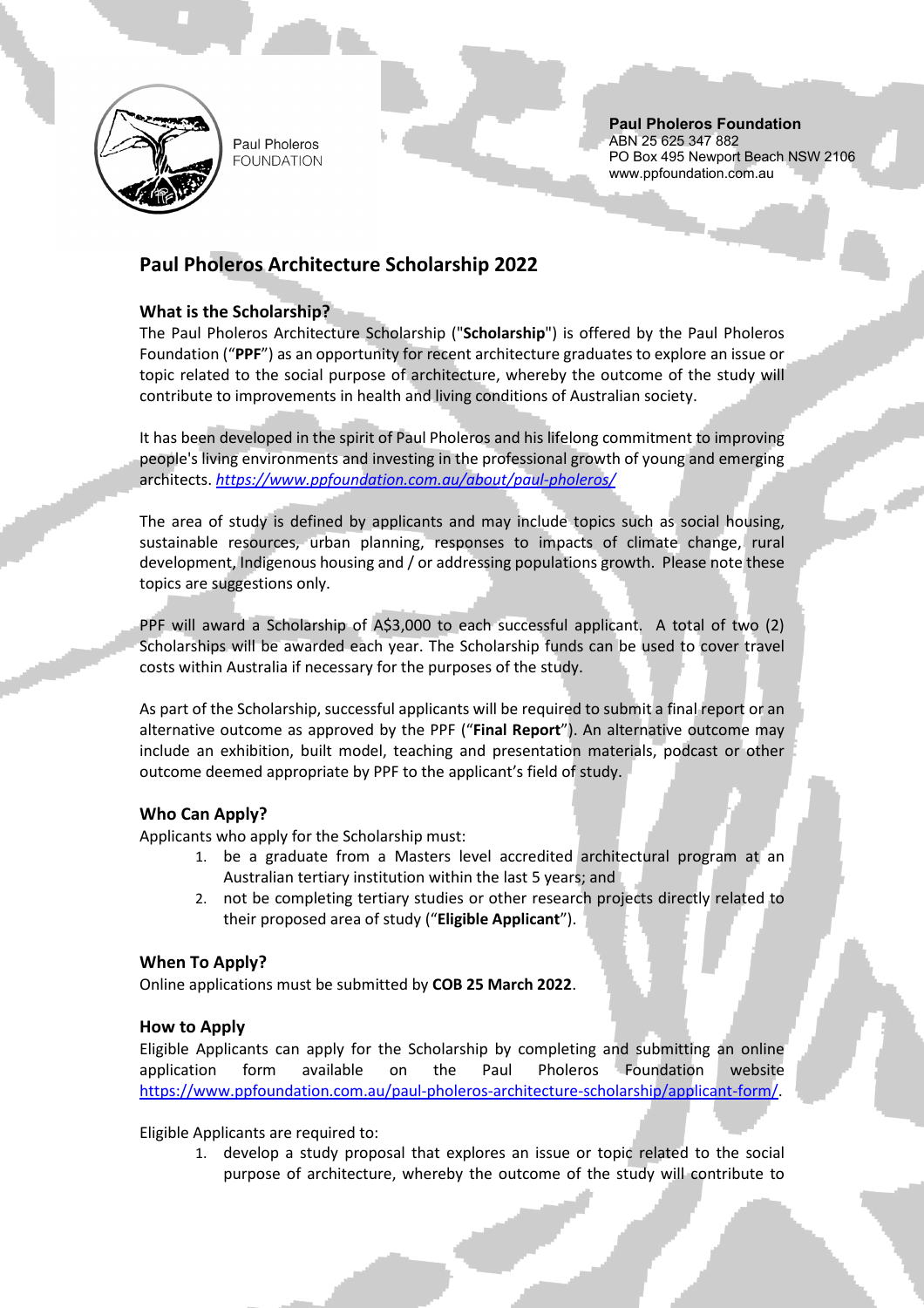Paul Pholeros FOUNDATION

**Paul Pholeros Foundation**
ABN 25 625 347 882
PO Box 495 Newport Beach NSW 2106
www.ppfoundation.com.au

# Paul Pholeros Architecture Scholarship 2022

## What is the Scholarship?

The Paul Pholeros Architecture Scholarship ("**Scholarship**") is offered by the Paul Pholeros Foundation ("**PPF**") as an opportunity for recent architecture graduates to explore an issue or topic related to the social purpose of architecture, whereby the outcome of the study will contribute to improvements in health and living conditions of Australian society.

It has been developed in the spirit of Paul Pholeros and his lifelong commitment to improving people's living environments and investing in the professional growth of young and emerging architects. *https://www.ppfoundation.com.au/about/paul-pholeros/*

The area of study is defined by applicants and may include topics such as social housing, sustainable resources, urban planning, responses to impacts of climate change, rural development, Indigenous housing and / or addressing populations growth. Please note these topics are suggestions only.

PPF will award a Scholarship of A$3,000 to each successful applicant. A total of two (2) Scholarships will be awarded each year. The Scholarship funds can be used to cover travel costs within Australia if necessary for the purposes of the study.

As part of the Scholarship, successful applicants will be required to submit a final report or an alternative outcome as approved by the PPF ("**Final Report**"). An alternative outcome may include an exhibition, built model, teaching and presentation materials, podcast or other outcome deemed appropriate by PPF to the applicant's field of study.

## Who Can Apply?

Applicants who apply for the Scholarship must:

1. be a graduate from a Masters level accredited architectural program at an Australian tertiary institution within the last 5 years; and
2. not be completing tertiary studies or other research projects directly related to their proposed area of study ("**Eligible Applicant**").

## When To Apply?

Online applications must be submitted by **COB 25 March 2022**.

## How to Apply

Eligible Applicants can apply for the Scholarship by completing and submitting an online application form available on the Paul Pholeros Foundation website https://www.ppfoundation.com.au/paul-pholeros-architecture-scholarship/applicant-form/.

Eligible Applicants are required to:

1. develop a study proposal that explores an issue or topic related to the social purpose of architecture, whereby the outcome of the study will contribute to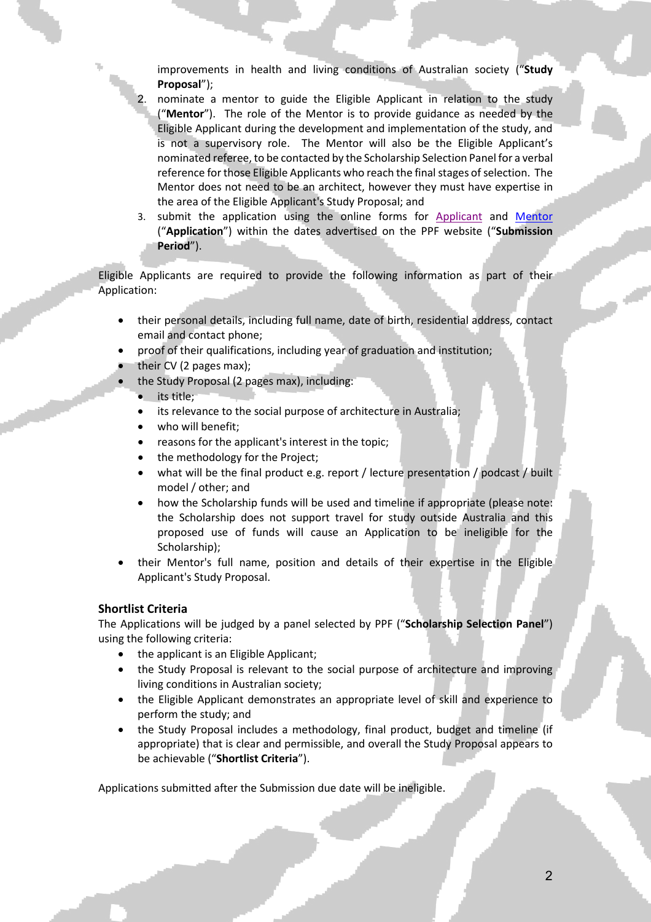improvements in health and living conditions of Australian society ("**Study Proposal**");

2. nominate a mentor to guide the Eligible Applicant in relation to the study ("**Mentor**"). The role of the Mentor is to provide guidance as needed by the Eligible Applicant during the development and implementation of the study, and is not a supervisory role. The Mentor will also be the Eligible Applicant's nominated referee, to be contacted by the Scholarship Selection Panel for a verbal reference for those Eligible Applicants who reach the final stages of selection. The Mentor does not need to be an architect, however they must have expertise in the area of the Eligible Applicant's Study Proposal; and
3. submit the application using the online forms for Applicant and Mentor ("**Application**") within the dates advertised on the PPF website ("**Submission Period**").

Eligible Applicants are required to provide the following information as part of their Application:

- their personal details, including full name, date of birth, residential address, contact email and contact phone;
- proof of their qualifications, including year of graduation and institution;
- their CV (2 pages max);
- the Study Proposal (2 pages max), including:
  - its title;
  - its relevance to the social purpose of architecture in Australia;
  - who will benefit;
  - reasons for the applicant's interest in the topic;
  - the methodology for the Project;
  - what will be the final product e.g. report / lecture presentation / podcast / built model / other; and
  - how the Scholarship funds will be used and timeline if appropriate (please note: the Scholarship does not support travel for study outside Australia and this proposed use of funds will cause an Application to be ineligible for the Scholarship);
- their Mentor's full name, position and details of their expertise in the Eligible Applicant's Study Proposal.

### Shortlist Criteria

The Applications will be judged by a panel selected by PPF ("**Scholarship Selection Panel**") using the following criteria:

- the applicant is an Eligible Applicant;
- the Study Proposal is relevant to the social purpose of architecture and improving living conditions in Australian society;
- the Eligible Applicant demonstrates an appropriate level of skill and experience to perform the study; and
- the Study Proposal includes a methodology, final product, budget and timeline (if appropriate) that is clear and permissible, and overall the Study Proposal appears to be achievable ("**Shortlist Criteria**").

Applications submitted after the Submission due date will be ineligible.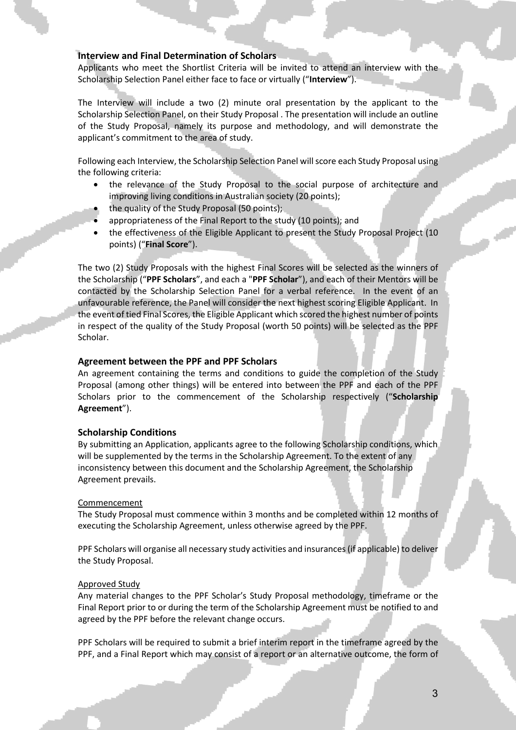### Interview and Final Determination of Scholars

Applicants who meet the Shortlist Criteria will be invited to attend an interview with the Scholarship Selection Panel either face to face or virtually ("**Interview**").

The Interview will include a two (2) minute oral presentation by the applicant to the Scholarship Selection Panel, on their Study Proposal . The presentation will include an outline of the Study Proposal, namely its purpose and methodology, and will demonstrate the applicant's commitment to the area of study.

Following each Interview, the Scholarship Selection Panel will score each Study Proposal using the following criteria:

- the relevance of the Study Proposal to the social purpose of architecture and improving living conditions in Australian society (20 points);
- the quality of the Study Proposal (50 points);
- appropriateness of the Final Report to the study (10 points); and
- the effectiveness of the Eligible Applicant to present the Study Proposal Project (10 points) ("**Final Score**").

The two (2) Study Proposals with the highest Final Scores will be selected as the winners of the Scholarship ("**PPF Scholars**", and each a "**PPF Scholar**"), and each of their Mentors will be contacted by the Scholarship Selection Panel for a verbal reference. In the event of an unfavourable reference, the Panel will consider the next highest scoring Eligible Applicant. In the event of tied Final Scores, the Eligible Applicant which scored the highest number of points in respect of the quality of the Study Proposal (worth 50 points) will be selected as the PPF Scholar.

### Agreement between the PPF and PPF Scholars

An agreement containing the terms and conditions to guide the completion of the Study Proposal (among other things) will be entered into between the PPF and each of the PPF Scholars prior to the commencement of the Scholarship respectively ("**Scholarship Agreement**").

### Scholarship Conditions

By submitting an Application, applicants agree to the following Scholarship conditions, which will be supplemented by the terms in the Scholarship Agreement. To the extent of any inconsistency between this document and the Scholarship Agreement, the Scholarship Agreement prevails.

<u>Commencement</u>

The Study Proposal must commence within 3 months and be completed within 12 months of executing the Scholarship Agreement, unless otherwise agreed by the PPF.

PPF Scholars will organise all necessary study activities and insurances (if applicable) to deliver the Study Proposal.

<u>Approved Study</u>

Any material changes to the PPF Scholar's Study Proposal methodology, timeframe or the Final Report prior to or during the term of the Scholarship Agreement must be notified to and agreed by the PPF before the relevant change occurs.

PPF Scholars will be required to submit a brief interim report in the timeframe agreed by the PPF, and a Final Report which may consist of a report or an alternative outcome, the form of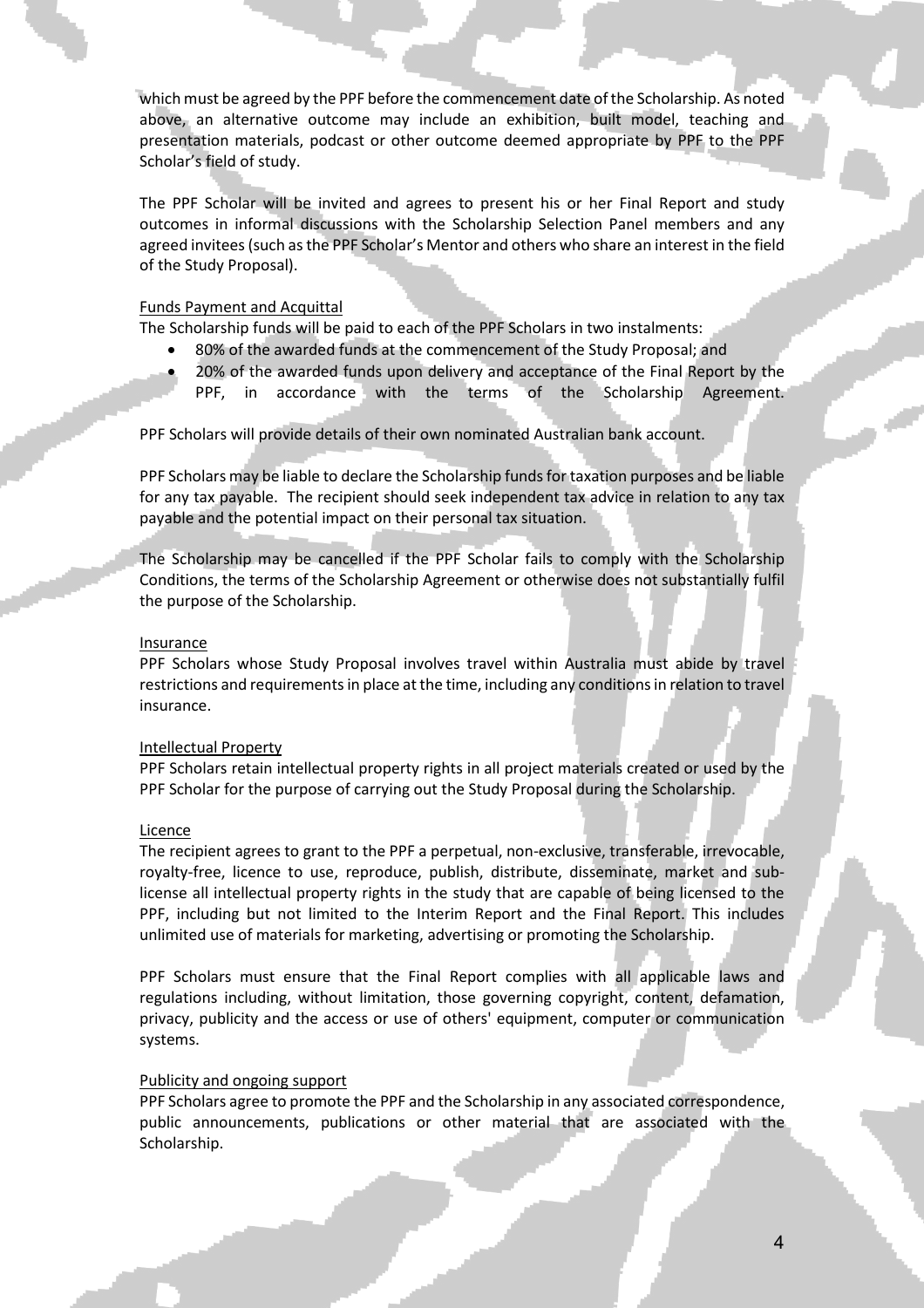which must be agreed by the PPF before the commencement date of the Scholarship. As noted above, an alternative outcome may include an exhibition, built model, teaching and presentation materials, podcast or other outcome deemed appropriate by PPF to the PPF Scholar's field of study.

The PPF Scholar will be invited and agrees to present his or her Final Report and study outcomes in informal discussions with the Scholarship Selection Panel members and any agreed invitees (such as the PPF Scholar's Mentor and others who share an interest in the field of the Study Proposal).

Funds Payment and Acquittal

The Scholarship funds will be paid to each of the PPF Scholars in two instalments:

- 80% of the awarded funds at the commencement of the Study Proposal; and
- 20% of the awarded funds upon delivery and acceptance of the Final Report by the PPF, in accordance with the terms of the Scholarship Agreement.

PPF Scholars will provide details of their own nominated Australian bank account.

PPF Scholars may be liable to declare the Scholarship funds for taxation purposes and be liable for any tax payable. The recipient should seek independent tax advice in relation to any tax payable and the potential impact on their personal tax situation.

The Scholarship may be cancelled if the PPF Scholar fails to comply with the Scholarship Conditions, the terms of the Scholarship Agreement or otherwise does not substantially fulfil the purpose of the Scholarship.

Insurance

PPF Scholars whose Study Proposal involves travel within Australia must abide by travel restrictions and requirements in place at the time, including any conditions in relation to travel insurance.

Intellectual Property

PPF Scholars retain intellectual property rights in all project materials created or used by the PPF Scholar for the purpose of carrying out the Study Proposal during the Scholarship.

Licence

The recipient agrees to grant to the PPF a perpetual, non-exclusive, transferable, irrevocable, royalty-free, licence to use, reproduce, publish, distribute, disseminate, market and sub-license all intellectual property rights in the study that are capable of being licensed to the PPF, including but not limited to the Interim Report and the Final Report. This includes unlimited use of materials for marketing, advertising or promoting the Scholarship.

PPF Scholars must ensure that the Final Report complies with all applicable laws and regulations including, without limitation, those governing copyright, content, defamation, privacy, publicity and the access or use of others' equipment, computer or communication systems.

Publicity and ongoing support

PPF Scholars agree to promote the PPF and the Scholarship in any associated correspondence, public announcements, publications or other material that are associated with the Scholarship.